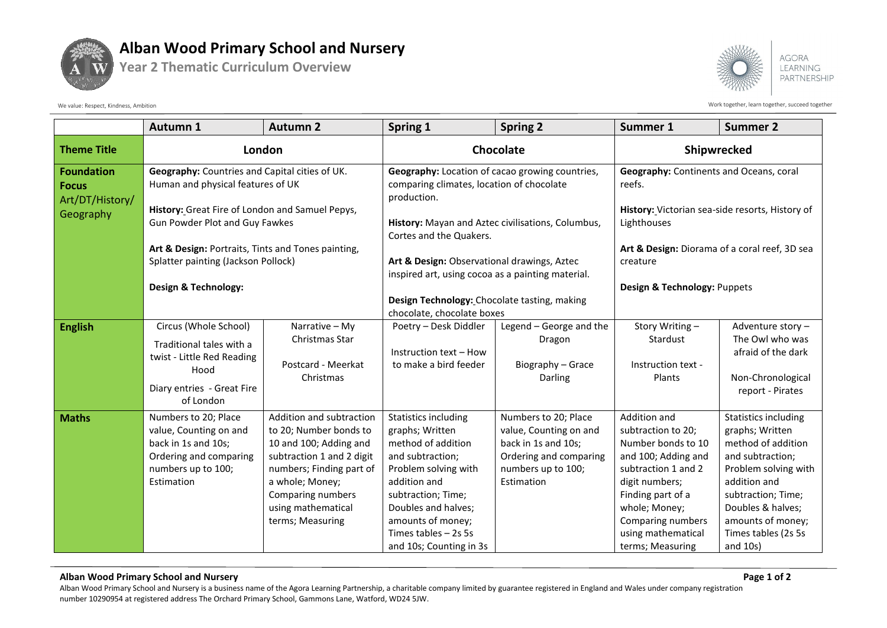# Alban Wood Primary School and Nursery

## Year 2 Thematic Curriculum Overview

We value: Respect, Kindness, Ambition

Work together, learn together, succeed together

| | Autumn 1 | Autumn 2 | Spring 1 | Spring 2 | Summer 1 | Summer 2 |
|---|---|---|---|---|---|---|
| **Theme Title** | **London** | | **Chocolate** | | **Shipwrecked** | |
| **Foundation Focus** Art/DT/History/ Geography | **Geography:** Countries and Capital cities of UK. Human and physical features of UK<br><br>**History:** Great Fire of London and Samuel Pepys, Gun Powder Plot and Guy Fawkes<br><br>**Art & Design:** Portraits, Tints and Tones painting, Splatter painting (Jackson Pollock)<br><br>**Design & Technology:** | | **Geography:** Location of cacao growing countries, comparing climates, location of chocolate production.<br><br>**History:** Mayan and Aztec civilisations, Columbus, Cortes and the Quakers.<br><br>**Art & Design:** Observational drawings, Aztec inspired art, using cocoa as a painting material.<br><br>**Design Technology:** Chocolate tasting, making chocolate, chocolate boxes | | **Geography:** Continents and Oceans, coral reefs.<br><br>**History:** Victorian sea-side resorts, History of Lighthouses<br><br>**Art & Design:** Diorama of a coral reef, 3D sea creature<br><br>**Design & Technology:** Puppets | |
| **English** | Circus (Whole School)<br>Traditional tales with a twist - Little Red Reading Hood<br>Diary entries - Great Fire of London | Narrative – My Christmas Star<br><br>Postcard - Meerkat Christmas | Poetry – Desk Diddler<br><br>Instruction text – How to make a bird feeder | Legend – George and the Dragon<br><br>Biography – Grace Darling | Story Writing – Stardust<br><br>Instruction text - Plants | Adventure story – The Owl who was afraid of the dark<br><br>Non-Chronological report - Pirates |
| **Maths** | Numbers to 20; Place value, Counting on and back in 1s and 10s; Ordering and comparing numbers up to 100; Estimation | Addition and subtraction to 20; Number bonds to 10 and 100; Adding and subtraction 1 and 2 digit numbers; Finding part of a whole; Money; Comparing numbers using mathematical terms; Measuring | Statistics including graphs; Written method of addition and subtraction; Problem solving with addition and subtraction; Time; Doubles and halves; amounts of money; Times tables – 2s 5s and 10s; Counting in 3s | Numbers to 20; Place value, Counting on and back in 1s and 10s; Ordering and comparing numbers up to 100; Estimation | Addition and subtraction to 20; Number bonds to 10 and 100; Adding and subtraction 1 and 2 digit numbers; Finding part of a whole; Money; Comparing numbers using mathematical terms; Measuring | Statistics including graphs; Written method of addition and subtraction; Problem solving with addition and subtraction; Time; Doubles & halves; amounts of money; Times tables (2s 5s and 10s) |

**Alban Wood Primary School and Nursery**

Alban Wood Primary School and Nursery is a business name of the Agora Learning Partnership, a charitable company limited by guarantee registered in England and Wales under company registration number 10290954 at registered address The Orchard Primary School, Gammons Lane, Watford, WD24 5JW.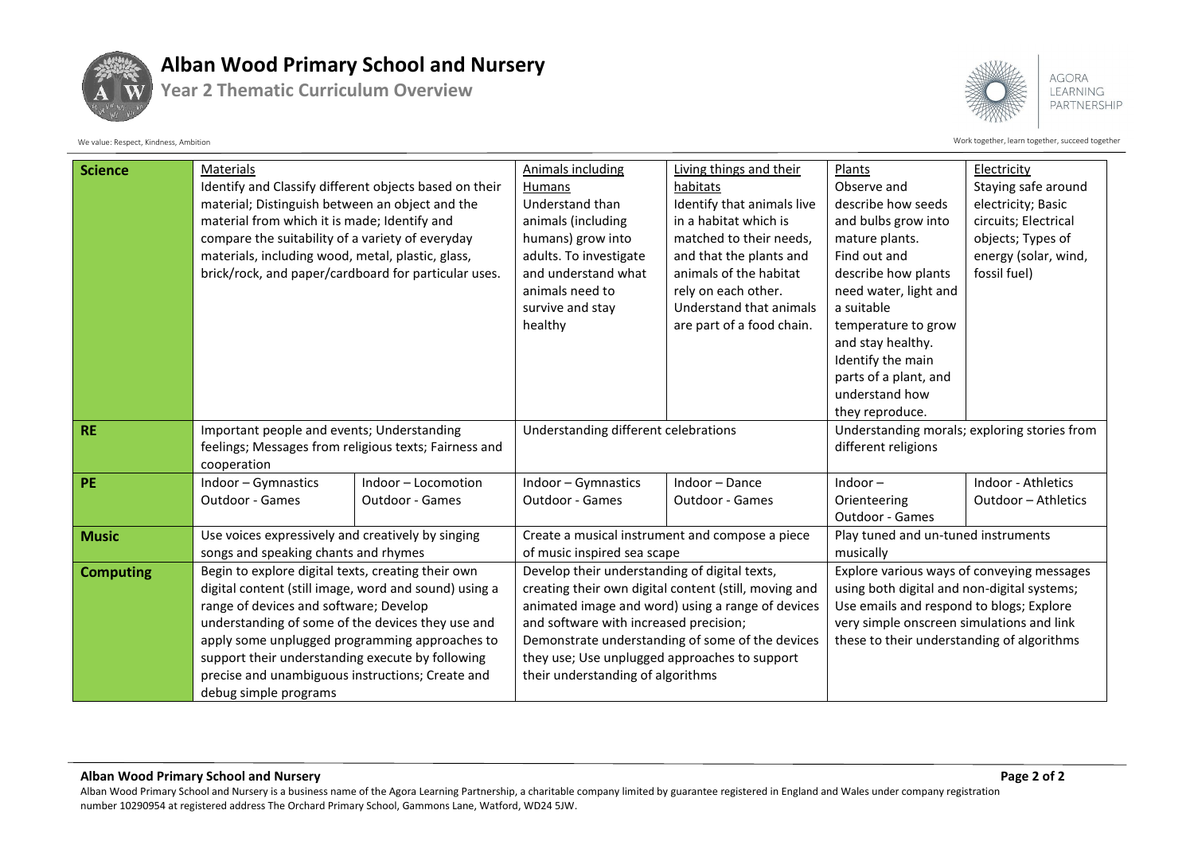# Alban Wood Primary School and Nursery

**Year 2 Thematic Curriculum Overview**

AGORA LEARNING PARTNERSHIP

We value: Respect, Kindness, Ambition

Work together, learn together, succeed together

| | | | | | | |
|---|---|---|---|---|---|---|
| **Science** | Materials<br>Identify and Classify different objects based on their material; Distinguish between an object and the material from which it is made; Identify and compare the suitability of a variety of everyday materials, including wood, metal, plastic, glass, brick/rock, and paper/cardboard for particular uses. | | Animals including Humans<br>Understand than animals (including humans) grow into adults. To investigate and understand what animals need to survive and stay healthy | Living things and their habitats<br>Identify that animals live in a habitat which is matched to their needs, and that the plants and animals of the habitat rely on each other. Understand that animals are part of a food chain. | Plants<br>Observe and describe how seeds and bulbs grow into mature plants. Find out and describe how plants need water, light and a suitable temperature to grow and stay healthy. Identify the main parts of a plant, and understand how they reproduce. | Electricity<br>Staying safe around electricity; Basic circuits; Electrical objects; Types of energy (solar, wind, fossil fuel) |
| **RE** | Important people and events; Understanding feelings; Messages from religious texts; Fairness and cooperation | | Understanding different celebrations | | Understanding morals; exploring stories from different religions | |
| **PE** | Indoor – Gymnastics<br>Outdoor - Games | Indoor – Locomotion<br>Outdoor - Games | Indoor – Gymnastics<br>Outdoor - Games | Indoor – Dance<br>Outdoor - Games | Indoor – Orienteering<br>Outdoor - Games | Indoor - Athletics<br>Outdoor – Athletics |
| **Music** | Use voices expressively and creatively by singing songs and speaking chants and rhymes | | Create a musical instrument and compose a piece of music inspired sea scape | | Play tuned and un-tuned instruments musically | |
| **Computing** | Begin to explore digital texts, creating their own digital content (still image, word and sound) using a range of devices and software; Develop understanding of some of the devices they use and apply some unplugged programming approaches to support their understanding execute by following precise and unambiguous instructions; Create and debug simple programs | | Develop their understanding of digital texts, creating their own digital content (still, moving and animated image and word) using a range of devices and software with increased precision; Demonstrate understanding of some of the devices they use; Use unplugged approaches to support their understanding of algorithms | | Explore various ways of conveying messages using both digital and non-digital systems; Use emails and respond to blogs; Explore very simple onscreen simulations and link these to their understanding of algorithms | |

**Alban Wood Primary School and Nursery**

Alban Wood Primary School and Nursery is a business name of the Agora Learning Partnership, a charitable company limited by guarantee registered in England and Wales under company registration number 10290954 at registered address The Orchard Primary School, Gammons Lane, Watford, WD24 5JW.